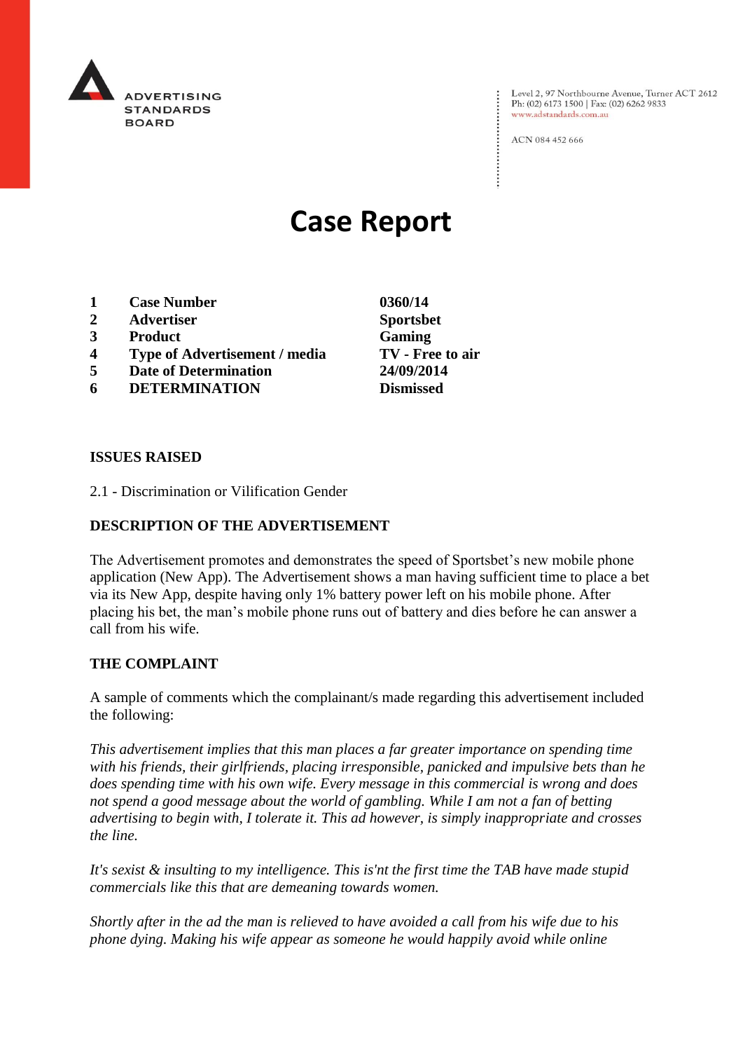ADVERTISING STANDARDS BOARD

Level 2, 97 Northbourne Avenue, Turner ACT 2612
Ph: (02) 6173 1500 | Fax: (02) 6262 9833
www.adstandards.com.au

ACN 084 452 666

# Case Report

| | | |
|---|---|---|
| **1** | **Case Number** | **0360/14** |
| **2** | **Advertiser** | **Sportsbet** |
| **3** | **Product** | **Gaming** |
| **4** | **Type of Advertisement / media** | **TV - Free to air** |
| **5** | **Date of Determination** | **24/09/2014** |
| **6** | **DETERMINATION** | **Dismissed** |

**ISSUES RAISED**

2.1 - Discrimination or Vilification Gender

**DESCRIPTION OF THE ADVERTISEMENT**

The Advertisement promotes and demonstrates the speed of Sportsbet's new mobile phone application (New App). The Advertisement shows a man having sufficient time to place a bet via its New App, despite having only 1% battery power left on his mobile phone. After placing his bet, the man's mobile phone runs out of battery and dies before he can answer a call from his wife.

**THE COMPLAINT**

A sample of comments which the complainant/s made regarding this advertisement included the following:

*This advertisement implies that this man places a far greater importance on spending time with his friends, their girlfriends, placing irresponsible, panicked and impulsive bets than he does spending time with his own wife. Every message in this commercial is wrong and does not spend a good message about the world of gambling. While I am not a fan of betting advertising to begin with, I tolerate it. This ad however, is simply inappropriate and crosses the line.*

*It's sexist & insulting to my intelligence. This is'nt the first time the TAB have made stupid commercials like this that are demeaning towards women.*

*Shortly after in the ad the man is relieved to have avoided a call from his wife due to his phone dying. Making his wife appear as someone he would happily avoid while online*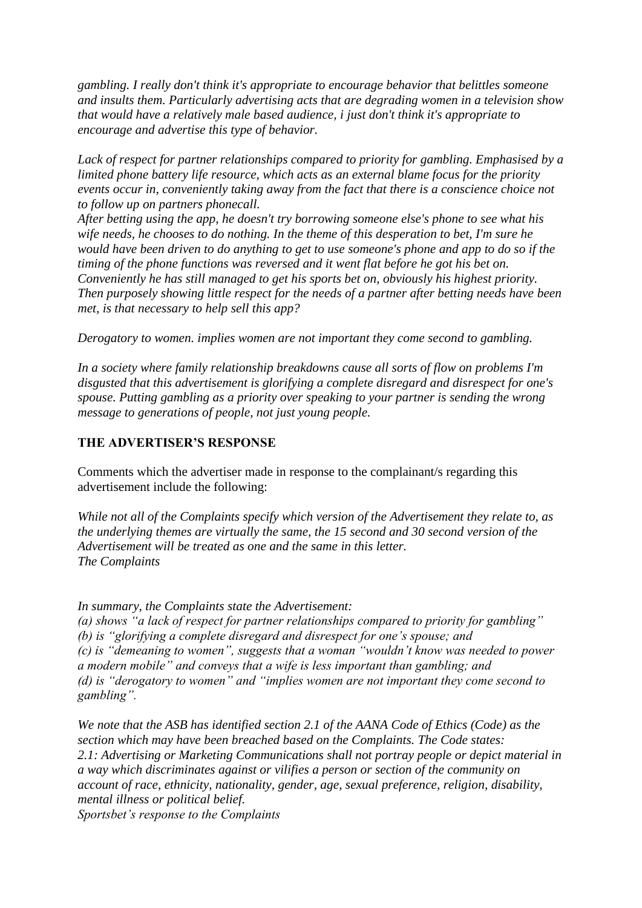*gambling. I really don't think it's appropriate to encourage behavior that belittles someone and insults them. Particularly advertising acts that are degrading women in a television show that would have a relatively male based audience, i just don't think it's appropriate to encourage and advertise this type of behavior.*

*Lack of respect for partner relationships compared to priority for gambling. Emphasised by a limited phone battery life resource, which acts as an external blame focus for the priority events occur in, conveniently taking away from the fact that there is a conscience choice not to follow up on partners phonecall.*
*After betting using the app, he doesn't try borrowing someone else's phone to see what his wife needs, he chooses to do nothing. In the theme of this desperation to bet, I'm sure he would have been driven to do anything to get to use someone's phone and app to do so if the timing of the phone functions was reversed and it went flat before he got his bet on. Conveniently he has still managed to get his sports bet on, obviously his highest priority. Then purposely showing little respect for the needs of a partner after betting needs have been met, is that necessary to help sell this app?*

*Derogatory to women. implies women are not important they come second to gambling.*

*In a society where family relationship breakdowns cause all sorts of flow on problems I'm disgusted that this advertisement is glorifying a complete disregard and disrespect for one's spouse. Putting gambling as a priority over speaking to your partner is sending the wrong message to generations of people, not just young people.*

**THE ADVERTISER'S RESPONSE**

Comments which the advertiser made in response to the complainant/s regarding this advertisement include the following:

*While not all of the Complaints specify which version of the Advertisement they relate to, as the underlying themes are virtually the same, the 15 second and 30 second version of the Advertisement will be treated as one and the same in this letter.*
*The Complaints*

*In summary, the Complaints state the Advertisement:*
*(a) shows "a lack of respect for partner relationships compared to priority for gambling"*
*(b) is "glorifying a complete disregard and disrespect for one's spouse; and*
*(c) is "demeaning to women", suggests that a woman "wouldn't know was needed to power a modern mobile" and conveys that a wife is less important than gambling; and*
*(d) is "derogatory to women" and "implies women are not important they come second to gambling".*

*We note that the ASB has identified section 2.1 of the AANA Code of Ethics (Code) as the section which may have been breached based on the Complaints. The Code states:*
*2.1: Advertising or Marketing Communications shall not portray people or depict material in a way which discriminates against or vilifies a person or section of the community on account of race, ethnicity, nationality, gender, age, sexual preference, religion, disability, mental illness or political belief.*
*Sportsbet's response to the Complaints*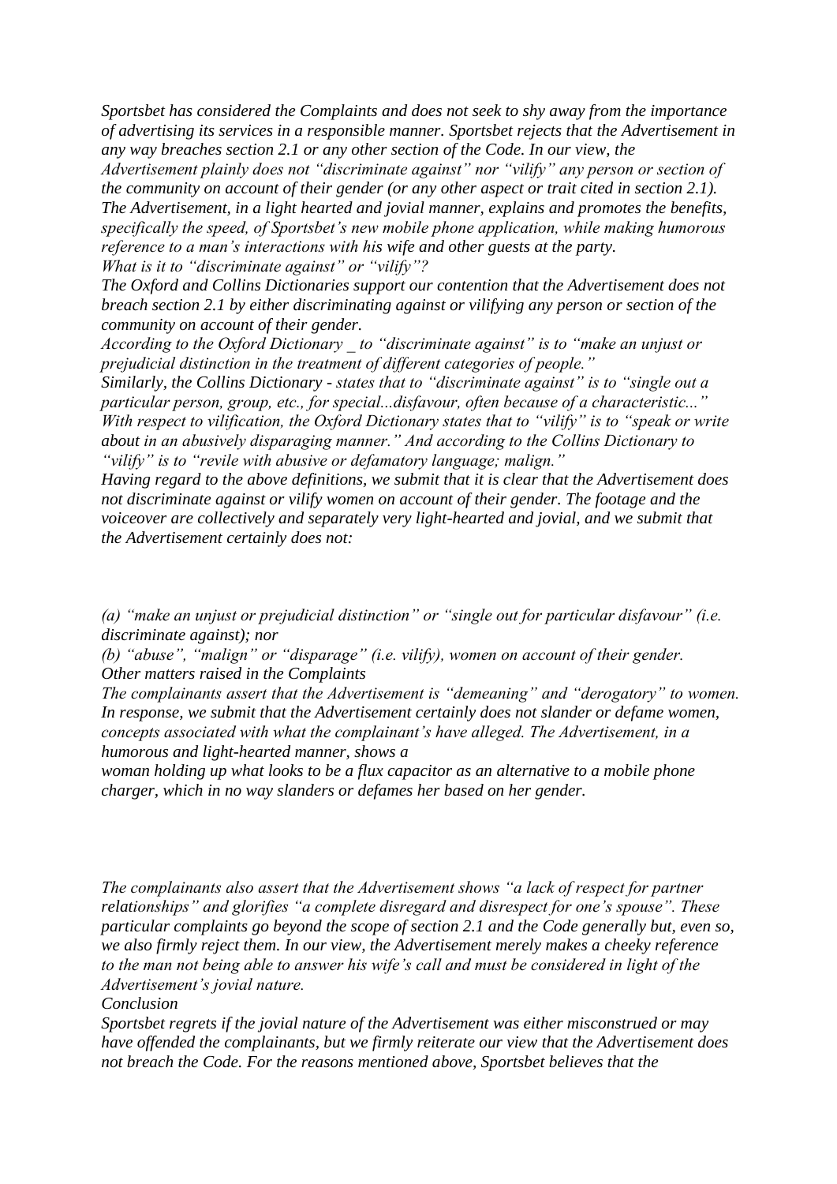*Sportsbet has considered the Complaints and does not seek to shy away from the importance of advertising its services in a responsible manner. Sportsbet rejects that the Advertisement in any way breaches section 2.1 or any other section of the Code. In our view, the Advertisement plainly does not "discriminate against" nor "vilify" any person or section of the community on account of their gender (or any other aspect or trait cited in section 2.1). The Advertisement, in a light hearted and jovial manner, explains and promotes the benefits, specifically the speed, of Sportsbet's new mobile phone application, while making humorous reference to a man's interactions with his wife and other guests at the party.*

*What is it to "discriminate against" or "vilify"?*

*The Oxford and Collins Dictionaries support our contention that the Advertisement does not breach section 2.1 by either discriminating against or vilifying any person or section of the community on account of their gender.*

*According to the Oxford Dictionary _ to "discriminate against" is to "make an unjust or prejudicial distinction in the treatment of different categories of people."*

*Similarly, the Collins Dictionary - states that to "discriminate against" is to "single out a particular person, group, etc., for special...disfavour, often because of a characteristic..."*

*With respect to vilification, the Oxford Dictionary states that to "vilify" is to "speak or write about in an abusively disparaging manner." And according to the Collins Dictionary to "vilify" is to "revile with abusive or defamatory language; malign."*

*Having regard to the above definitions, we submit that it is clear that the Advertisement does not discriminate against or vilify women on account of their gender. The footage and the voiceover are collectively and separately very light-hearted and jovial, and we submit that the Advertisement certainly does not:*

*(a) "make an unjust or prejudicial distinction" or "single out for particular disfavour" (i.e. discriminate against); nor*

*(b) "abuse", "malign" or "disparage" (i.e. vilify), women on account of their gender.*

*Other matters raised in the Complaints*

*The complainants assert that the Advertisement is "demeaning" and "derogatory" to women. In response, we submit that the Advertisement certainly does not slander or defame women, concepts associated with what the complainant's have alleged. The Advertisement, in a humorous and light-hearted manner, shows a woman holding up what looks to be a flux capacitor as an alternative to a mobile phone charger, which in no way slanders or defames her based on her gender.*

*The complainants also assert that the Advertisement shows "a lack of respect for partner relationships" and glorifies "a complete disregard and disrespect for one's spouse". These particular complaints go beyond the scope of section 2.1 and the Code generally but, even so, we also firmly reject them. In our view, the Advertisement merely makes a cheeky reference to the man not being able to answer his wife's call and must be considered in light of the Advertisement's jovial nature.*

*Conclusion*

*Sportsbet regrets if the jovial nature of the Advertisement was either misconstrued or may have offended the complainants, but we firmly reiterate our view that the Advertisement does not breach the Code. For the reasons mentioned above, Sportsbet believes that the*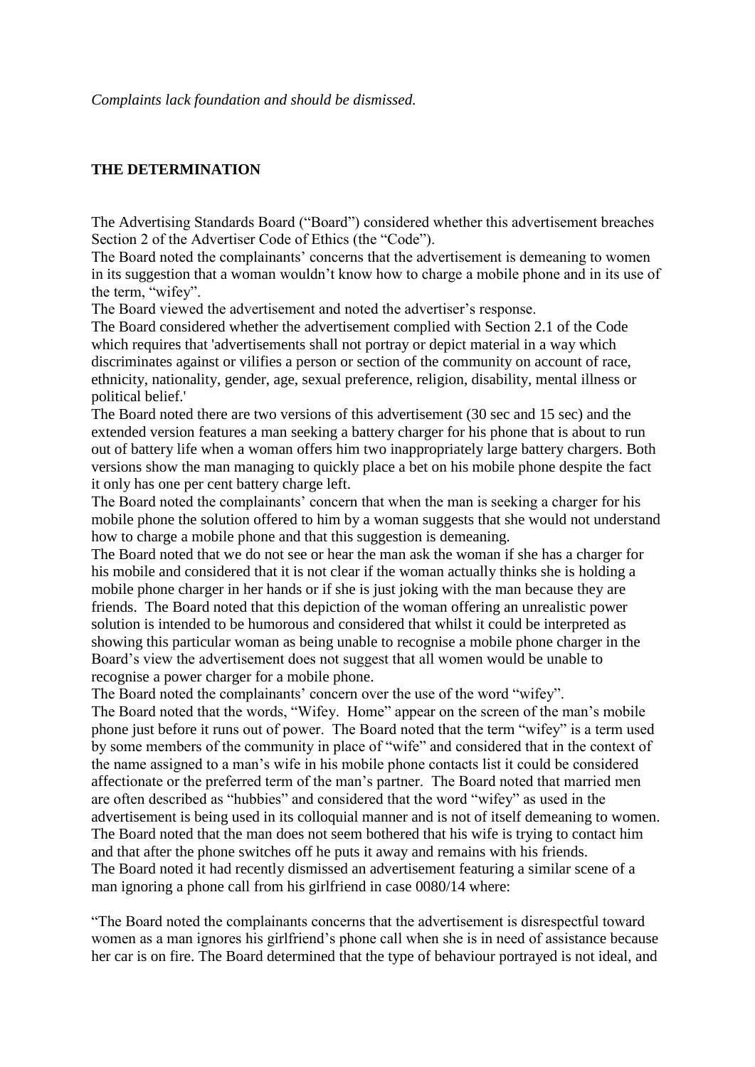*Complaints lack foundation and should be dismissed.*

**THE DETERMINATION**

The Advertising Standards Board ("Board") considered whether this advertisement breaches Section 2 of the Advertiser Code of Ethics (the "Code").

The Board noted the complainants' concerns that the advertisement is demeaning to women in its suggestion that a woman wouldn't know how to charge a mobile phone and in its use of the term, "wifey".

The Board viewed the advertisement and noted the advertiser's response.

The Board considered whether the advertisement complied with Section 2.1 of the Code which requires that 'advertisements shall not portray or depict material in a way which discriminates against or vilifies a person or section of the community on account of race, ethnicity, nationality, gender, age, sexual preference, religion, disability, mental illness or political belief.'

The Board noted there are two versions of this advertisement (30 sec and 15 sec) and the extended version features a man seeking a battery charger for his phone that is about to run out of battery life when a woman offers him two inappropriately large battery chargers. Both versions show the man managing to quickly place a bet on his mobile phone despite the fact it only has one per cent battery charge left.

The Board noted the complainants' concern that when the man is seeking a charger for his mobile phone the solution offered to him by a woman suggests that she would not understand how to charge a mobile phone and that this suggestion is demeaning.

The Board noted that we do not see or hear the man ask the woman if she has a charger for his mobile and considered that it is not clear if the woman actually thinks she is holding a mobile phone charger in her hands or if she is just joking with the man because they are friends. The Board noted that this depiction of the woman offering an unrealistic power solution is intended to be humorous and considered that whilst it could be interpreted as showing this particular woman as being unable to recognise a mobile phone charger in the Board's view the advertisement does not suggest that all women would be unable to recognise a power charger for a mobile phone.

The Board noted the complainants' concern over the use of the word "wifey".

The Board noted that the words, "Wifey. Home" appear on the screen of the man's mobile phone just before it runs out of power. The Board noted that the term "wifey" is a term used by some members of the community in place of "wife" and considered that in the context of the name assigned to a man's wife in his mobile phone contacts list it could be considered affectionate or the preferred term of the man's partner. The Board noted that married men are often described as "hubbies" and considered that the word "wifey" as used in the advertisement is being used in its colloquial manner and is not of itself demeaning to women. The Board noted that the man does not seem bothered that his wife is trying to contact him and that after the phone switches off he puts it away and remains with his friends.

The Board noted it had recently dismissed an advertisement featuring a similar scene of a man ignoring a phone call from his girlfriend in case 0080/14 where:

"The Board noted the complainants concerns that the advertisement is disrespectful toward women as a man ignores his girlfriend's phone call when she is in need of assistance because her car is on fire. The Board determined that the type of behaviour portrayed is not ideal, and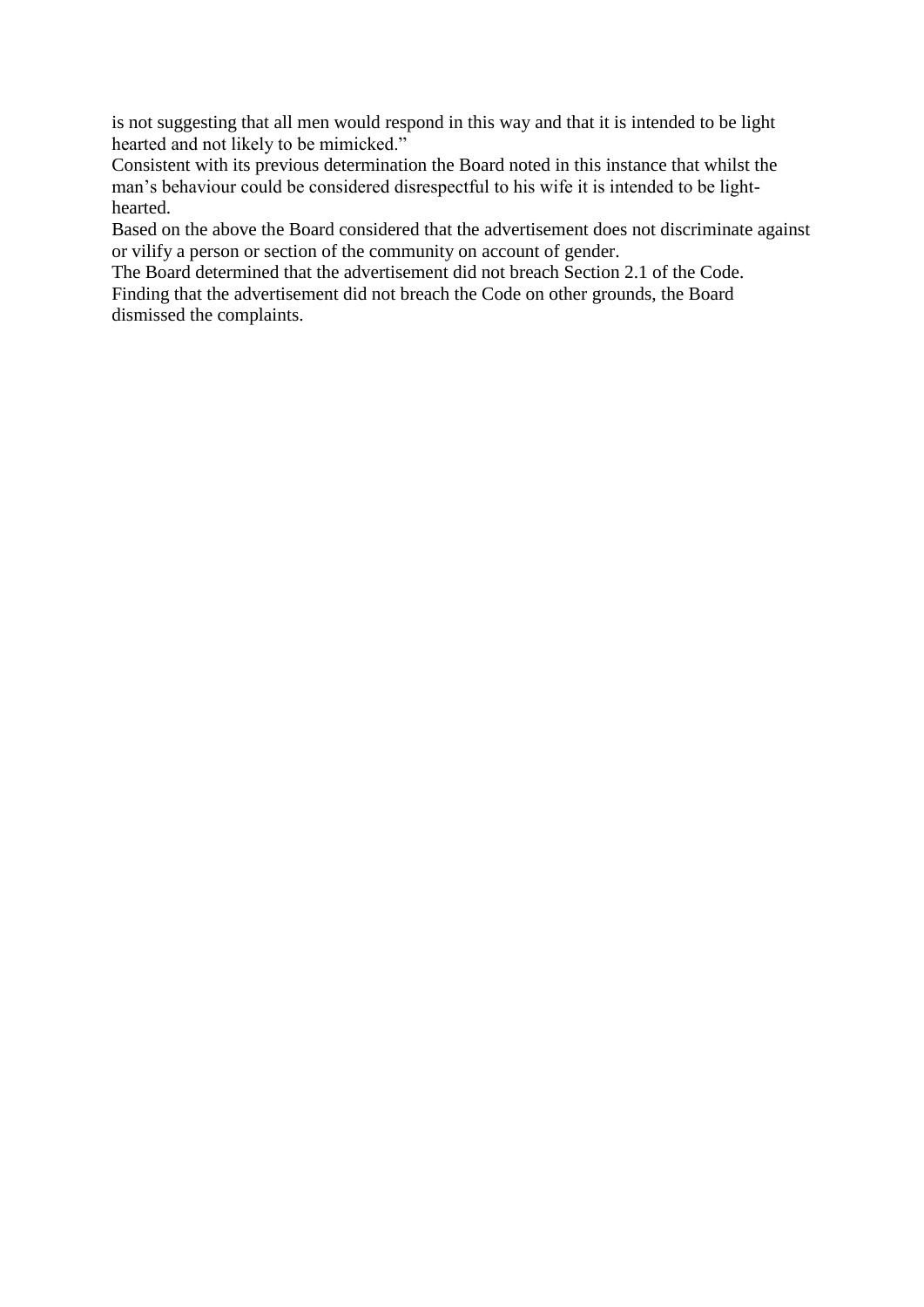is not suggesting that all men would respond in this way and that it is intended to be light hearted and not likely to be mimicked."

Consistent with its previous determination the Board noted in this instance that whilst the man's behaviour could be considered disrespectful to his wife it is intended to be light-hearted.

Based on the above the Board considered that the advertisement does not discriminate against or vilify a person or section of the community on account of gender.

The Board determined that the advertisement did not breach Section 2.1 of the Code.

Finding that the advertisement did not breach the Code on other grounds, the Board dismissed the complaints.